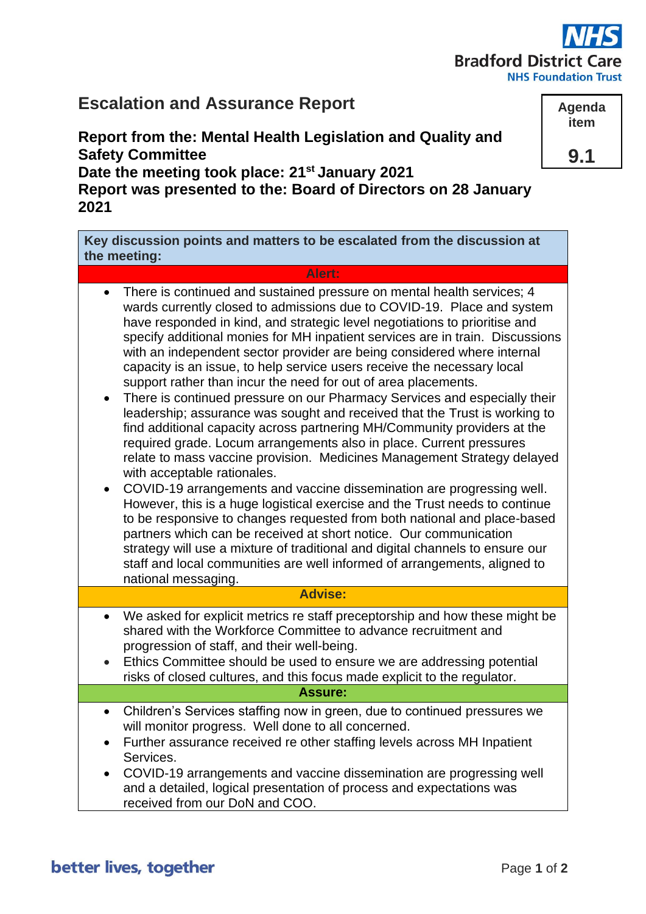NHS Bradford District Care NHS Foundation Trust

# Escalation and Assurance Report

**Agenda item 9.1**

**Report from the: Mental Health Legislation and Quality and Safety Committee**
**Date the meeting took place: 21st January 2021**
**Report was presented to the: Board of Directors on 28 January 2021**

**Key discussion points and matters to be escalated from the discussion at the meeting:**

**Alert:**

- There is continued and sustained pressure on mental health services; 4 wards currently closed to admissions due to COVID-19. Place and system have responded in kind, and strategic level negotiations to prioritise and specify additional monies for MH inpatient services are in train. Discussions with an independent sector provider are being considered where internal capacity is an issue, to help service users receive the necessary local support rather than incur the need for out of area placements.
- There is continued pressure on our Pharmacy Services and especially their leadership; assurance was sought and received that the Trust is working to find additional capacity across partnering MH/Community providers at the required grade. Locum arrangements also in place. Current pressures relate to mass vaccine provision. Medicines Management Strategy delayed with acceptable rationales.
- COVID-19 arrangements and vaccine dissemination are progressing well. However, this is a huge logistical exercise and the Trust needs to continue to be responsive to changes requested from both national and place-based partners which can be received at short notice. Our communication strategy will use a mixture of traditional and digital channels to ensure our staff and local communities are well informed of arrangements, aligned to national messaging.

**Advise:**

- We asked for explicit metrics re staff preceptorship and how these might be shared with the Workforce Committee to advance recruitment and progression of staff, and their well-being.
- Ethics Committee should be used to ensure we are addressing potential risks of closed cultures, and this focus made explicit to the regulator.

**Assure:**

- Children's Services staffing now in green, due to continued pressures we will monitor progress. Well done to all concerned.
- Further assurance received re other staffing levels across MH Inpatient Services.
- COVID-19 arrangements and vaccine dissemination are progressing well and a detailed, logical presentation of process and expectations was received from our DoN and COO.

better lives, together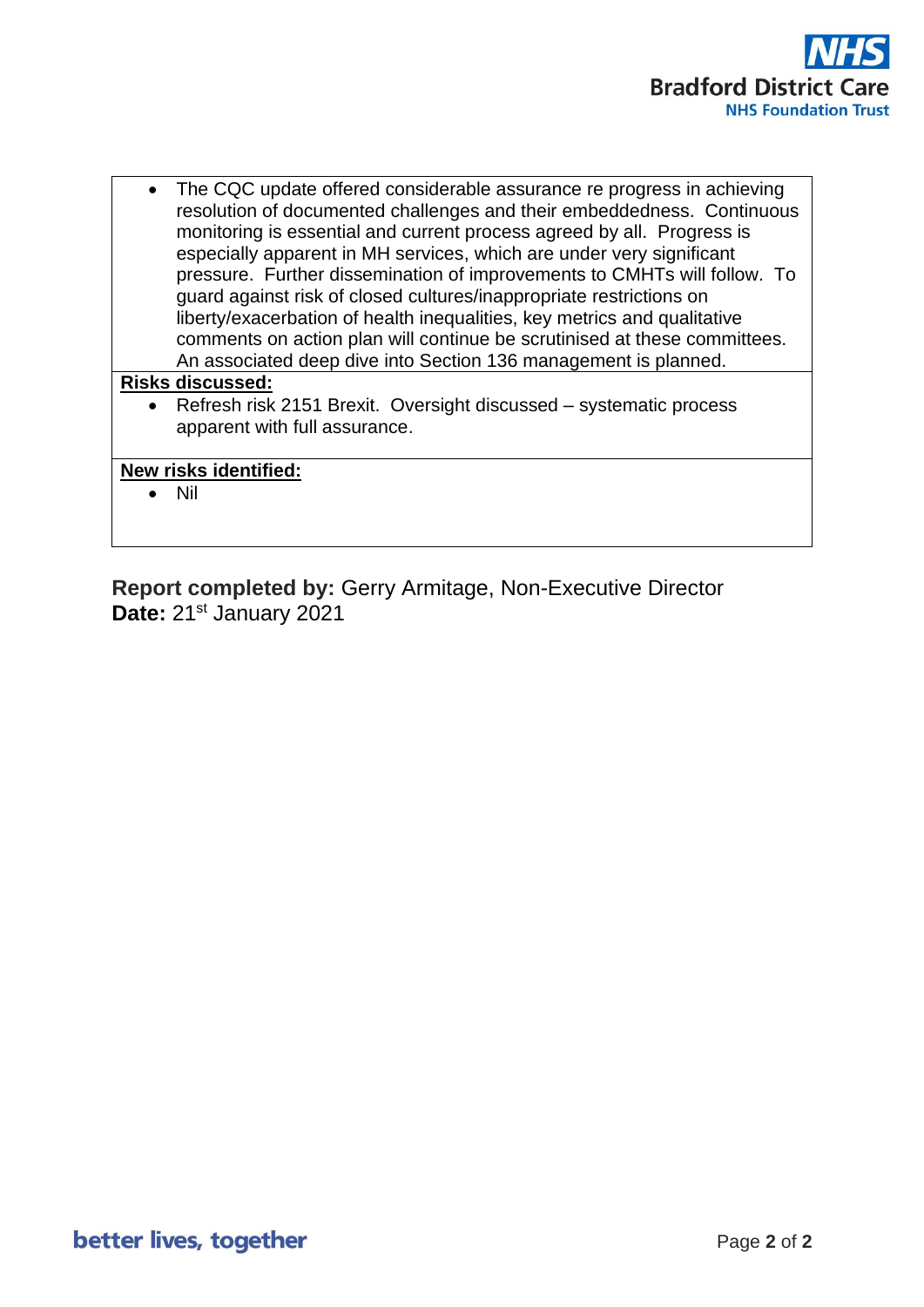- The CQC update offered considerable assurance re progress in achieving resolution of documented challenges and their embeddedness. Continuous monitoring is essential and current process agreed by all. Progress is especially apparent in MH services, which are under very significant pressure. Further dissemination of improvements to CMHTs will follow. To guard against risk of closed cultures/inappropriate restrictions on liberty/exacerbation of health inequalities, key metrics and qualitative comments on action plan will continue be scrutinised at these committees. An associated deep dive into Section 136 management is planned.

**Risks discussed:**

- Refresh risk 2151 Brexit. Oversight discussed – systematic process apparent with full assurance.

**New risks identified:**

- Nil

**Report completed by:** Gerry Armitage, Non-Executive Director
**Date:** 21st January 2021